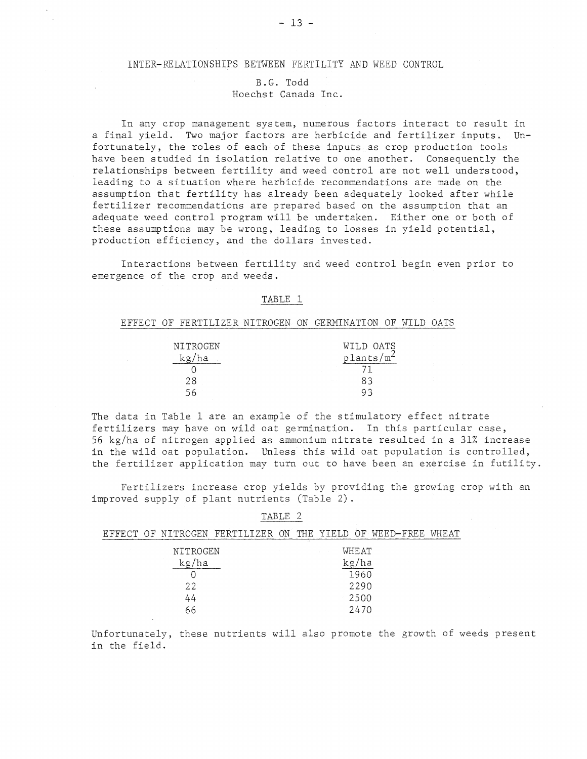# INTER-RELATIONSHIPS BETWEEN FERTILITY AND WEED CONTROL

B.G. Todd
Hoechst Canada Inc.

In any crop management system, numerous factors interact to result in a final yield. Two major factors are herbicide and fertilizer inputs. Unfortunately, the roles of each of these inputs as crop production tools have been studied in isolation relative to one another. Consequently the relationships between fertility and weed control are not well understood, leading to a situation where herbicide recommendations are made on the assumption that fertility has already been adequately looked after while fertilizer recommendations are prepared based on the assumption that an adequate weed control program will be undertaken. Either one or both of these assumptions may be wrong, leading to losses in yield potential, production efficiency, and the dollars invested.

Interactions between fertility and weed control begin even prior to emergence of the crop and weeds.

TABLE 1

EFFECT OF FERTILIZER NITROGEN ON GERMINATION OF WILD OATS

| NITROGEN kg/ha | WILD OATS plants/$m^2$ |
|---|---|
| 0 | 71 |
| 28 | 83 |
| 56 | 93 |

The data in Table 1 are an example of the stimulatory effect nitrate fertilizers may have on wild oat germination. In this particular case, 56 kg/ha of nitrogen applied as ammonium nitrate resulted in a 31% increase in the wild oat population. Unless this wild oat population is controlled, the fertilizer application may turn out to have been an exercise in futility.

Fertilizers increase crop yields by providing the growing crop with an improved supply of plant nutrients (Table 2).

TABLE 2

EFFECT OF NITROGEN FERTILIZER ON THE YIELD OF WEED-FREE WHEAT

| NITROGEN kg/ha | WHEAT kg/ha |
|---|---|
| 0 | 1960 |
| 22 | 2290 |
| 44 | 2500 |
| 66 | 2470 |

Unfortunately, these nutrients will also promote the growth of weeds present in the field.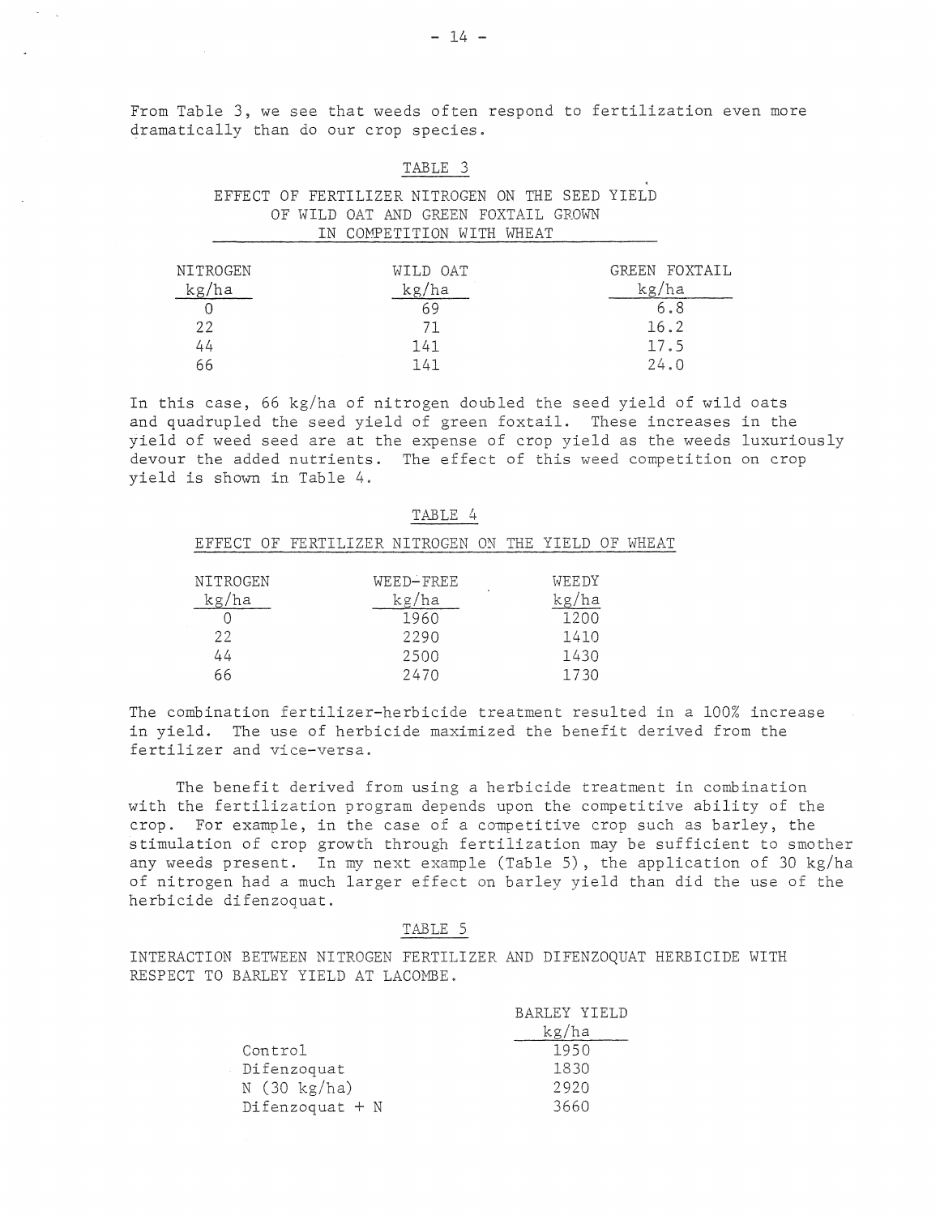From Table 3, we see that weeds often respond to fertilization even more dramatically than do our crop species.

TABLE 3

EFFECT OF FERTILIZER NITROGEN ON THE SEED YIELD OF WILD OAT AND GREEN FOXTAIL GROWN IN COMPETITION WITH WHEAT

| NITROGEN kg/ha | WILD OAT kg/ha | GREEN FOXTAIL kg/ha |
|---|---|---|
| 0 | 69 | 6.8 |
| 22 | 71 | 16.2 |
| 44 | 141 | 17.5 |
| 66 | 141 | 24.0 |

In this case, 66 kg/ha of nitrogen doubled the seed yield of wild oats and quadrupled the seed yield of green foxtail. These increases in the yield of weed seed are at the expense of crop yield as the weeds luxuriously devour the added nutrients. The effect of this weed competition on crop yield is shown in Table 4.

TABLE 4

EFFECT OF FERTILIZER NITROGEN ON THE YIELD OF WHEAT

| NITROGEN kg/ha | WEED-FREE kg/ha | WEEDY kg/ha |
|---|---|---|
| 0 | 1960 | 1200 |
| 22 | 2290 | 1410 |
| 44 | 2500 | 1430 |
| 66 | 2470 | 1730 |

The combination fertilizer-herbicide treatment resulted in a 100% increase in yield. The use of herbicide maximized the benefit derived from the fertilizer and vice-versa.

The benefit derived from using a herbicide treatment in combination with the fertilization program depends upon the competitive ability of the crop. For example, in the case of a competitive crop such as barley, the stimulation of crop growth through fertilization may be sufficient to smother any weeds present. In my next example (Table 5), the application of 30 kg/ha of nitrogen had a much larger effect on barley yield than did the use of the herbicide difenzoquat.

TABLE 5

INTERACTION BETWEEN NITROGEN FERTILIZER AND DIFENZOQUAT HERBICIDE WITH RESPECT TO BARLEY YIELD AT LACOMBE.

| | BARLEY YIELD kg/ha |
|---|---|
| Control | 1950 |
| Difenzoquat | 1830 |
| N (30 kg/ha) | 2920 |
| Difenzoquat + N | 3660 |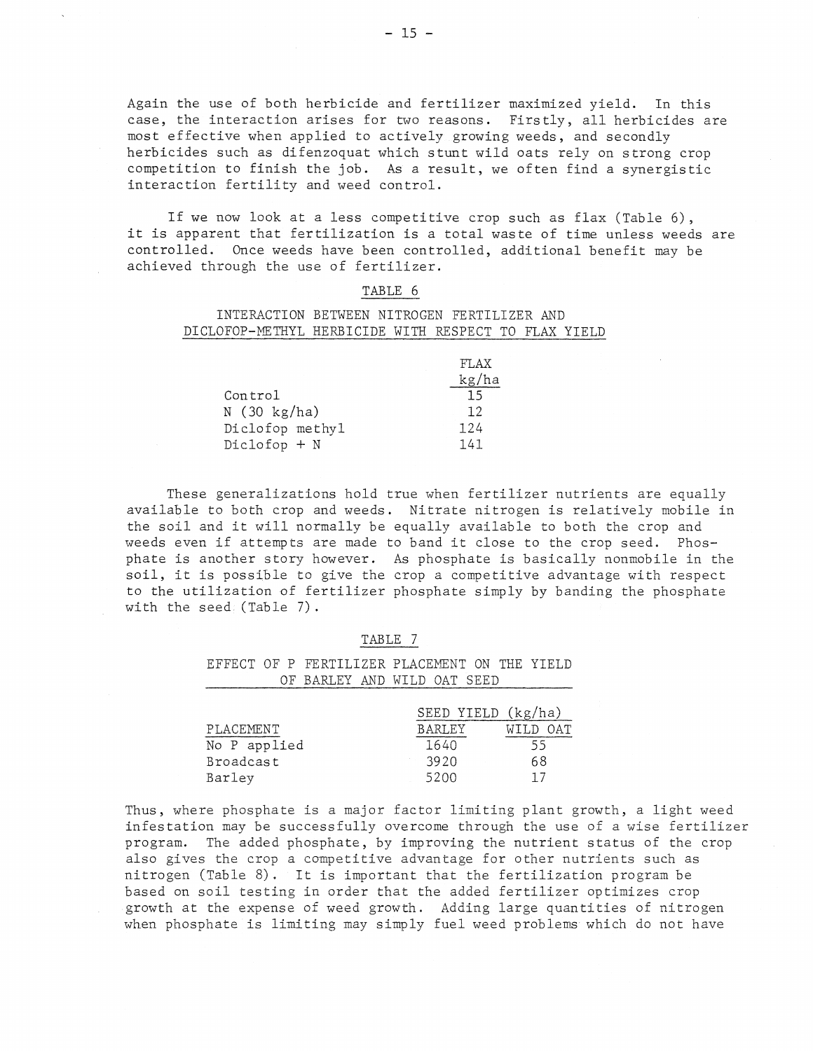Again the use of both herbicide and fertilizer maximized yield. In this case, the interaction arises for two reasons. Firstly, all herbicides are most effective when applied to actively growing weeds, and secondly herbicides such as difenzoquat which stunt wild oats rely on strong crop competition to finish the job. As a result, we often find a synergistic interaction fertility and weed control.

If we now look at a less competitive crop such as flax (Table 6), it is apparent that fertilization is a total waste of time unless weeds are controlled. Once weeds have been controlled, additional benefit may be achieved through the use of fertilizer.

TABLE 6

INTERACTION BETWEEN NITROGEN FERTILIZER AND DICLOFOP-METHYL HERBICIDE WITH RESPECT TO FLAX YIELD

| | FLAX kg/ha |
|---|---|
| Control | 15 |
| N (30 kg/ha) | 12 |
| Diclofop methyl | 124 |
| Diclofop + N | 141 |

These generalizations hold true when fertilizer nutrients are equally available to both crop and weeds. Nitrate nitrogen is relatively mobile in the soil and it will normally be equally available to both the crop and weeds even if attempts are made to band it close to the crop seed. Phosphate is another story however. As phosphate is basically nonmobile in the soil, it is possible to give the crop a competitive advantage with respect to the utilization of fertilizer phosphate simply by banding the phosphate with the seed (Table 7).

TABLE 7

EFFECT OF P FERTILIZER PLACEMENT ON THE YIELD OF BARLEY AND WILD OAT SEED

| | SEED YIELD (kg/ha) | |
|---|---|---|
| PLACEMENT | BARLEY | WILD OAT |
| No P applied | 1640 | 55 |
| Broadcast | 3920 | 68 |
| Barley | 5200 | 17 |

Thus, where phosphate is a major factor limiting plant growth, a light weed infestation may be successfully overcome through the use of a wise fertilizer program. The added phosphate, by improving the nutrient status of the crop also gives the crop a competitive advantage for other nutrients such as nitrogen (Table 8). It is important that the fertilization program be based on soil testing in order that the added fertilizer optimizes crop growth at the expense of weed growth. Adding large quantities of nitrogen when phosphate is limiting may simply fuel weed problems which do not have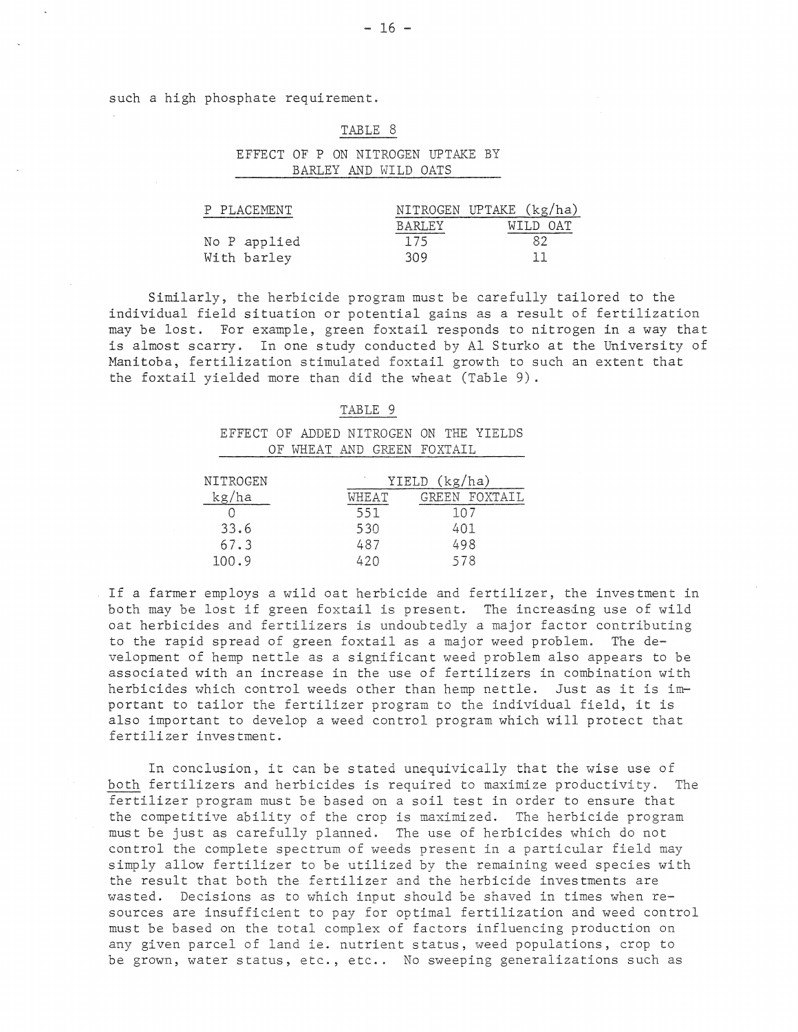such a high phosphate requirement.

TABLE 8

EFFECT OF P ON NITROGEN UPTAKE BY BARLEY AND WILD OATS

| P PLACEMENT | NITROGEN UPTAKE (kg/ha) | |
|---|---|---|
| | BARLEY | WILD OAT |
| No P applied | 175 | 82 |
| With barley | 309 | 11 |

Similarly, the herbicide program must be carefully tailored to the individual field situation or potential gains as a result of fertilization may be lost. For example, green foxtail responds to nitrogen in a way that is almost scarry. In one study conducted by Al Sturko at the University of Manitoba, fertilization stimulated foxtail growth to such an extent that the foxtail yielded more than did the wheat (Table 9).

TABLE 9

EFFECT OF ADDED NITROGEN ON THE YIELDS OF WHEAT AND GREEN FOXTAIL

| NITROGEN | YIELD (kg/ha) | |
|---|---|---|
| kg/ha | WHEAT | GREEN FOXTAIL |
| 0 | 551 | 107 |
| 33.6 | 530 | 401 |
| 67.3 | 487 | 498 |
| 100.9 | 420 | 578 |

If a farmer employs a wild oat herbicide and fertilizer, the investment in both may be lost if green foxtail is present. The increasing use of wild oat herbicides and fertilizers is undoubtedly a major factor contributing to the rapid spread of green foxtail as a major weed problem. The development of hemp nettle as a significant weed problem also appears to be associated with an increase in the use of fertilizers in combination with herbicides which control weeds other than hemp nettle. Just as it is important to tailor the fertilizer program to the individual field, it is also important to develop a weed control program which will protect that fertilizer investment.

In conclusion, it can be stated unequivically that the wise use of <u>both</u> fertilizers and herbicides is required to maximize productivity. The fertilizer program must be based on a soil test in order to ensure that the competitive ability of the crop is maximized. The herbicide program must be just as carefully planned. The use of herbicides which do not control the complete spectrum of weeds present in a particular field may simply allow fertilizer to be utilized by the remaining weed species with the result that both the fertilizer and the herbicide investments are wasted. Decisions as to which input should be shaved in times when resources are insufficient to pay for optimal fertilization and weed control must be based on the total complex of factors influencing production on any given parcel of land ie. nutrient status, weed populations, crop to be grown, water status, etc., etc.. No sweeping generalizations such as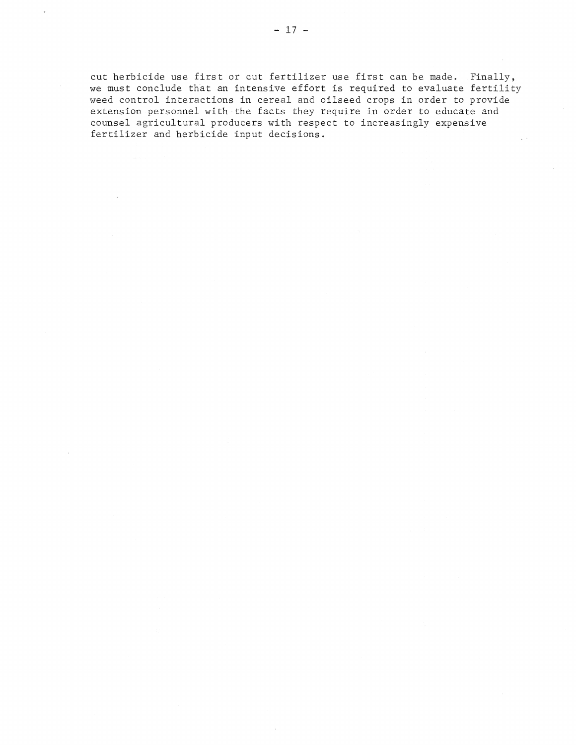cut herbicide use first or cut fertilizer use first can be made. Finally, we must conclude that an intensive effort is required to evaluate fertility weed control interactions in cereal and oilseed crops in order to provide extension personnel with the facts they require in order to educate and counsel agricultural producers with respect to increasingly expensive fertilizer and herbicide input decisions.